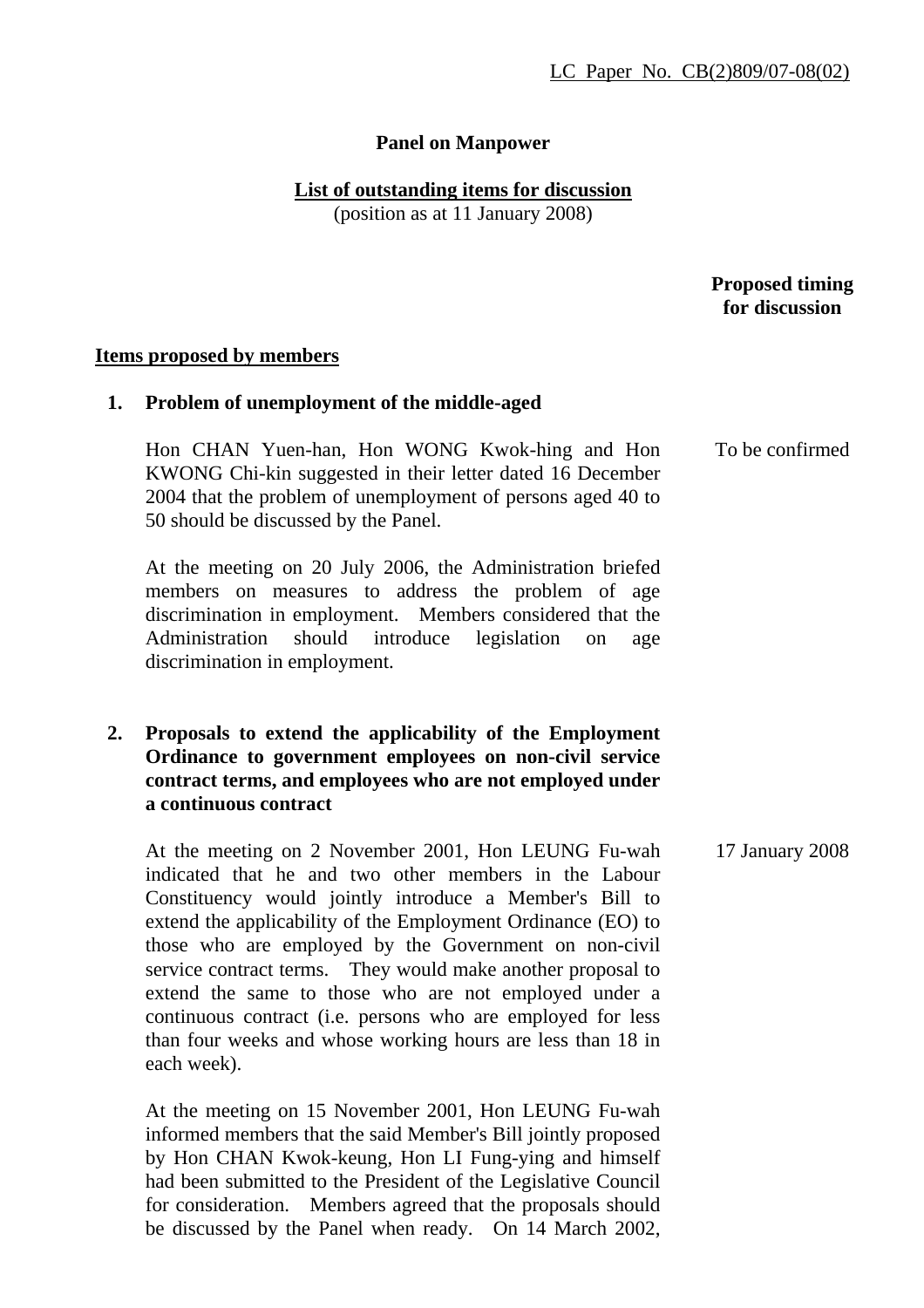LC Paper No. CB(2)809/07-08(02)

**Panel on Manpower**

**List of outstanding items for discussion**
(position as at 11 January 2008)

**Proposed timing for discussion**

**Items proposed by members**

**1. Problem of unemployment of the middle-aged**

Hon CHAN Yuen-han, Hon WONG Kwok-hing and Hon KWONG Chi-kin suggested in their letter dated 16 December 2004 that the problem of unemployment of persons aged 40 to 50 should be discussed by the Panel. — *To be confirmed*

At the meeting on 20 July 2006, the Administration briefed members on measures to address the problem of age discrimination in employment. Members considered that the Administration should introduce legislation on age discrimination in employment.

**2. Proposals to extend the applicability of the Employment Ordinance to government employees on non-civil service contract terms, and employees who are not employed under a continuous contract**

At the meeting on 2 November 2001, Hon LEUNG Fu-wah indicated that he and two other members in the Labour Constituency would jointly introduce a Member's Bill to extend the applicability of the Employment Ordinance (EO) to those who are employed by the Government on non-civil service contract terms. They would make another proposal to extend the same to those who are not employed under a continuous contract (i.e. persons who are employed for less than four weeks and whose working hours are less than 18 in each week). — *17 January 2008*

At the meeting on 15 November 2001, Hon LEUNG Fu-wah informed members that the said Member's Bill jointly proposed by Hon CHAN Kwok-keung, Hon LI Fung-ying and himself had been submitted to the President of the Legislative Council for consideration. Members agreed that the proposals should be discussed by the Panel when ready. On 14 March 2002,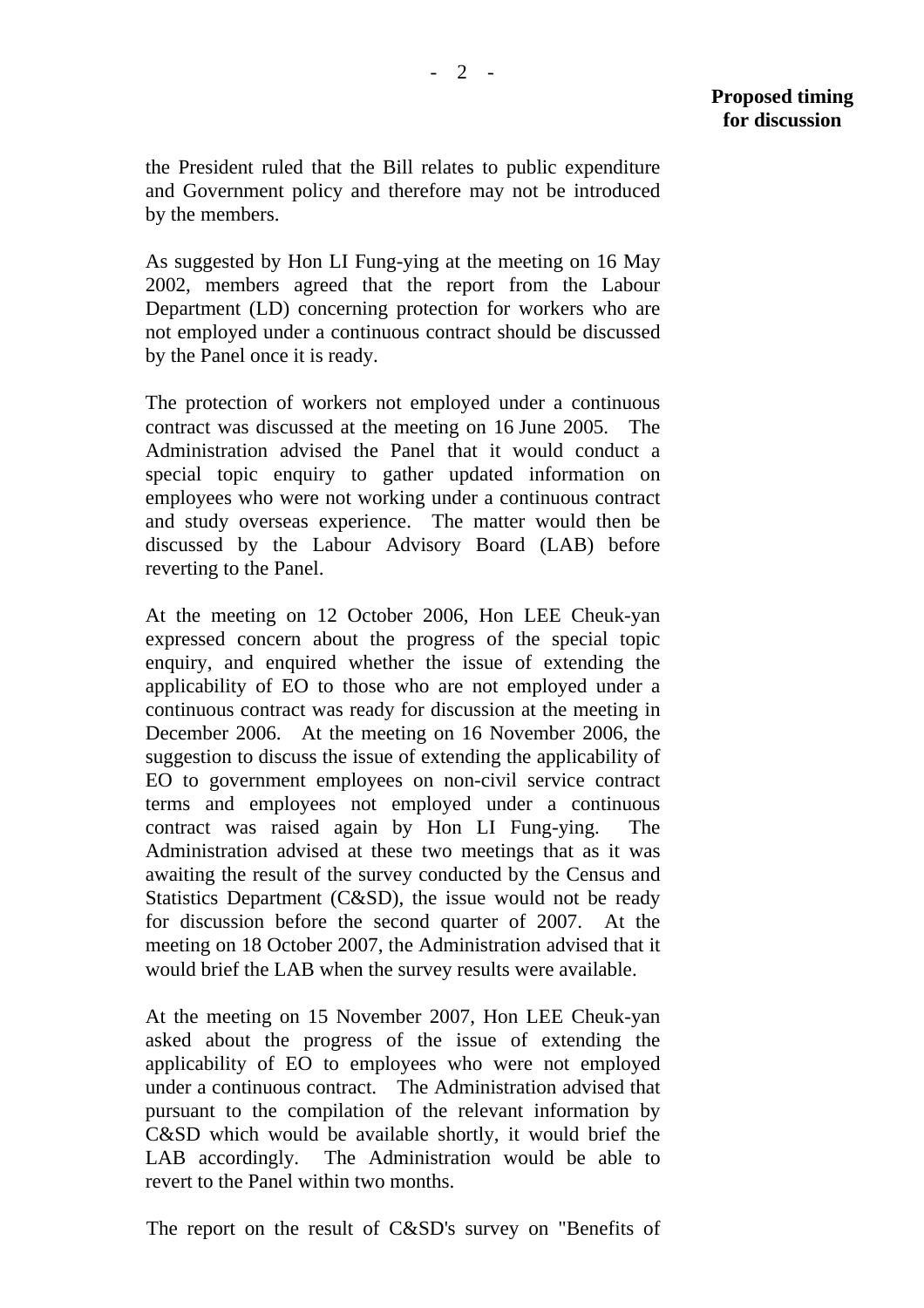**Proposed timing for discussion**

the President ruled that the Bill relates to public expenditure and Government policy and therefore may not be introduced by the members.

As suggested by Hon LI Fung-ying at the meeting on 16 May 2002, members agreed that the report from the Labour Department (LD) concerning protection for workers who are not employed under a continuous contract should be discussed by the Panel once it is ready.

The protection of workers not employed under a continuous contract was discussed at the meeting on 16 June 2005. The Administration advised the Panel that it would conduct a special topic enquiry to gather updated information on employees who were not working under a continuous contract and study overseas experience. The matter would then be discussed by the Labour Advisory Board (LAB) before reverting to the Panel.

At the meeting on 12 October 2006, Hon LEE Cheuk-yan expressed concern about the progress of the special topic enquiry, and enquired whether the issue of extending the applicability of EO to those who are not employed under a continuous contract was ready for discussion at the meeting in December 2006. At the meeting on 16 November 2006, the suggestion to discuss the issue of extending the applicability of EO to government employees on non-civil service contract terms and employees not employed under a continuous contract was raised again by Hon LI Fung-ying. The Administration advised at these two meetings that as it was awaiting the result of the survey conducted by the Census and Statistics Department (C&SD), the issue would not be ready for discussion before the second quarter of 2007. At the meeting on 18 October 2007, the Administration advised that it would brief the LAB when the survey results were available.

At the meeting on 15 November 2007, Hon LEE Cheuk-yan asked about the progress of the issue of extending the applicability of EO to employees who were not employed under a continuous contract. The Administration advised that pursuant to the compilation of the relevant information by C&SD which would be available shortly, it would brief the LAB accordingly. The Administration would be able to revert to the Panel within two months.

The report on the result of C&SD's survey on "Benefits of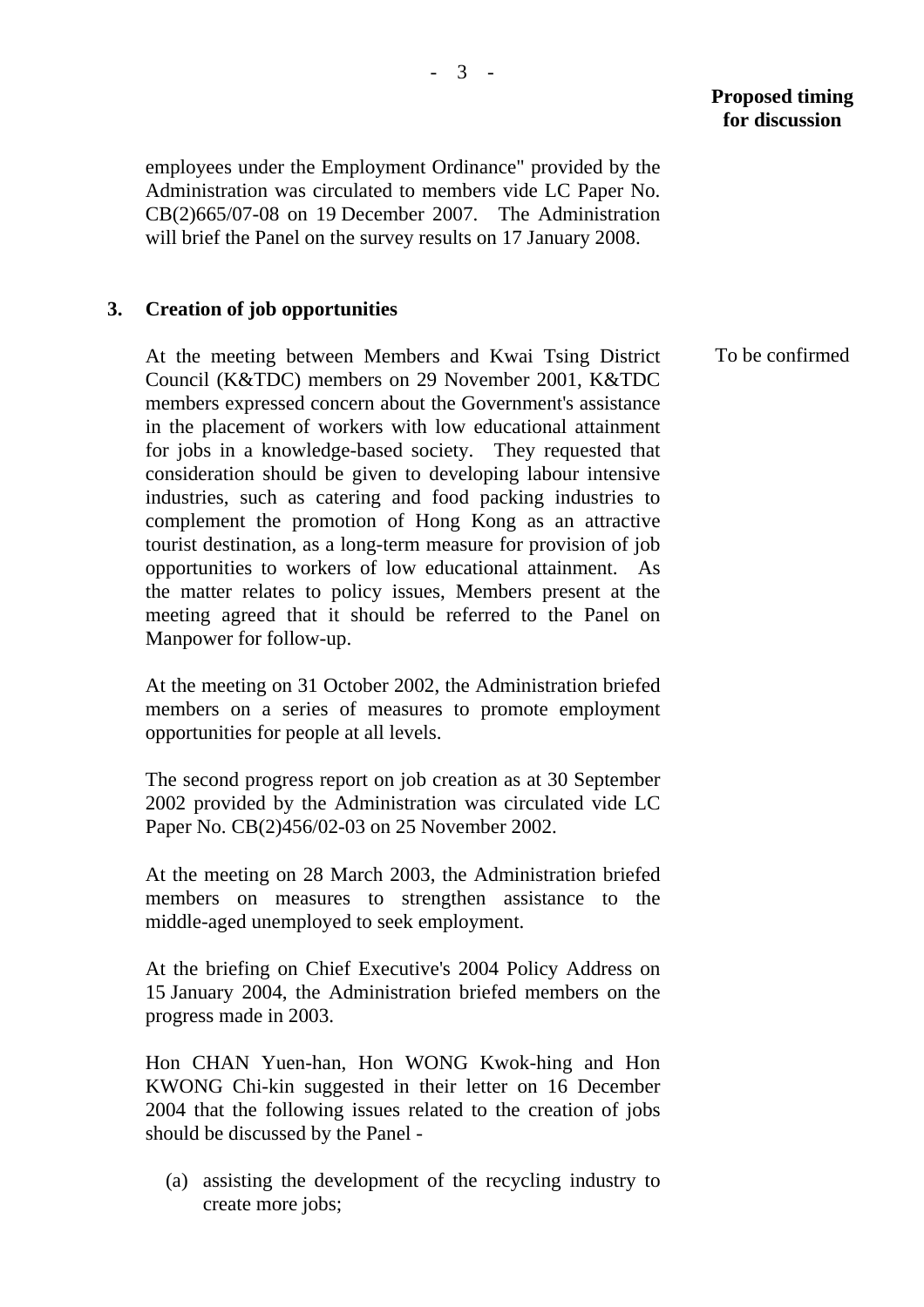**Proposed timing for discussion**

employees under the Employment Ordinance" provided by the Administration was circulated to members vide LC Paper No. CB(2)665/07-08 on 19 December 2007. The Administration will brief the Panel on the survey results on 17 January 2008.

### 3. Creation of job opportunities

*To be confirmed*

At the meeting between Members and Kwai Tsing District Council (K&TDC) members on 29 November 2001, K&TDC members expressed concern about the Government's assistance in the placement of workers with low educational attainment for jobs in a knowledge-based society. They requested that consideration should be given to developing labour intensive industries, such as catering and food packing industries to complement the promotion of Hong Kong as an attractive tourist destination, as a long-term measure for provision of job opportunities to workers of low educational attainment. As the matter relates to policy issues, Members present at the meeting agreed that it should be referred to the Panel on Manpower for follow-up.

At the meeting on 31 October 2002, the Administration briefed members on a series of measures to promote employment opportunities for people at all levels.

The second progress report on job creation as at 30 September 2002 provided by the Administration was circulated vide LC Paper No. CB(2)456/02-03 on 25 November 2002.

At the meeting on 28 March 2003, the Administration briefed members on measures to strengthen assistance to the middle-aged unemployed to seek employment.

At the briefing on Chief Executive's 2004 Policy Address on 15 January 2004, the Administration briefed members on the progress made in 2003.

Hon CHAN Yuen-han, Hon WONG Kwok-hing and Hon KWONG Chi-kin suggested in their letter on 16 December 2004 that the following issues related to the creation of jobs should be discussed by the Panel -

(a) assisting the development of the recycling industry to create more jobs;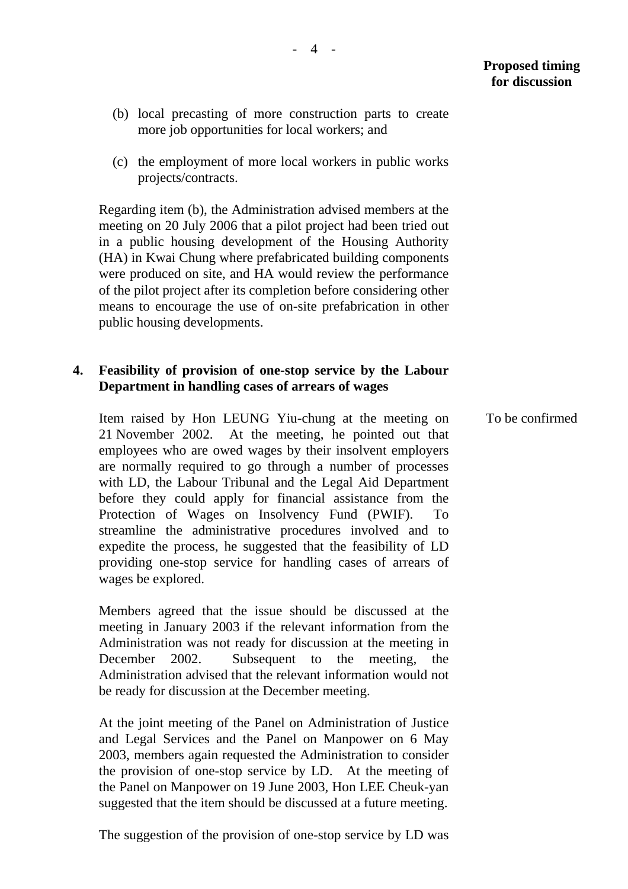**Proposed timing for discussion**

(b) local precasting of more construction parts to create more job opportunities for local workers; and

(c) the employment of more local workers in public works projects/contracts.

Regarding item (b), the Administration advised members at the meeting on 20 July 2006 that a pilot project had been tried out in a public housing development of the Housing Authority (HA) in Kwai Chung where prefabricated building components were produced on site, and HA would review the performance of the pilot project after its completion before considering other means to encourage the use of on-site prefabrication in other public housing developments.

**4. Feasibility of provision of one-stop service by the Labour Department in handling cases of arrears of wages**

Item raised by Hon LEUNG Yiu-chung at the meeting on 21 November 2002. At the meeting, he pointed out that employees who are owed wages by their insolvent employers are normally required to go through a number of processes with LD, the Labour Tribunal and the Legal Aid Department before they could apply for financial assistance from the Protection of Wages on Insolvency Fund (PWIF). To streamline the administrative procedures involved and to expedite the process, he suggested that the feasibility of LD providing one-stop service for handling cases of arrears of wages be explored.

*Proposed timing for discussion:* To be confirmed

Members agreed that the issue should be discussed at the meeting in January 2003 if the relevant information from the Administration was not ready for discussion at the meeting in December 2002. Subsequent to the meeting, the Administration advised that the relevant information would not be ready for discussion at the December meeting.

At the joint meeting of the Panel on Administration of Justice and Legal Services and the Panel on Manpower on 6 May 2003, members again requested the Administration to consider the provision of one-stop service by LD. At the meeting of the Panel on Manpower on 19 June 2003, Hon LEE Cheuk-yan suggested that the item should be discussed at a future meeting.

The suggestion of the provision of one-stop service by LD was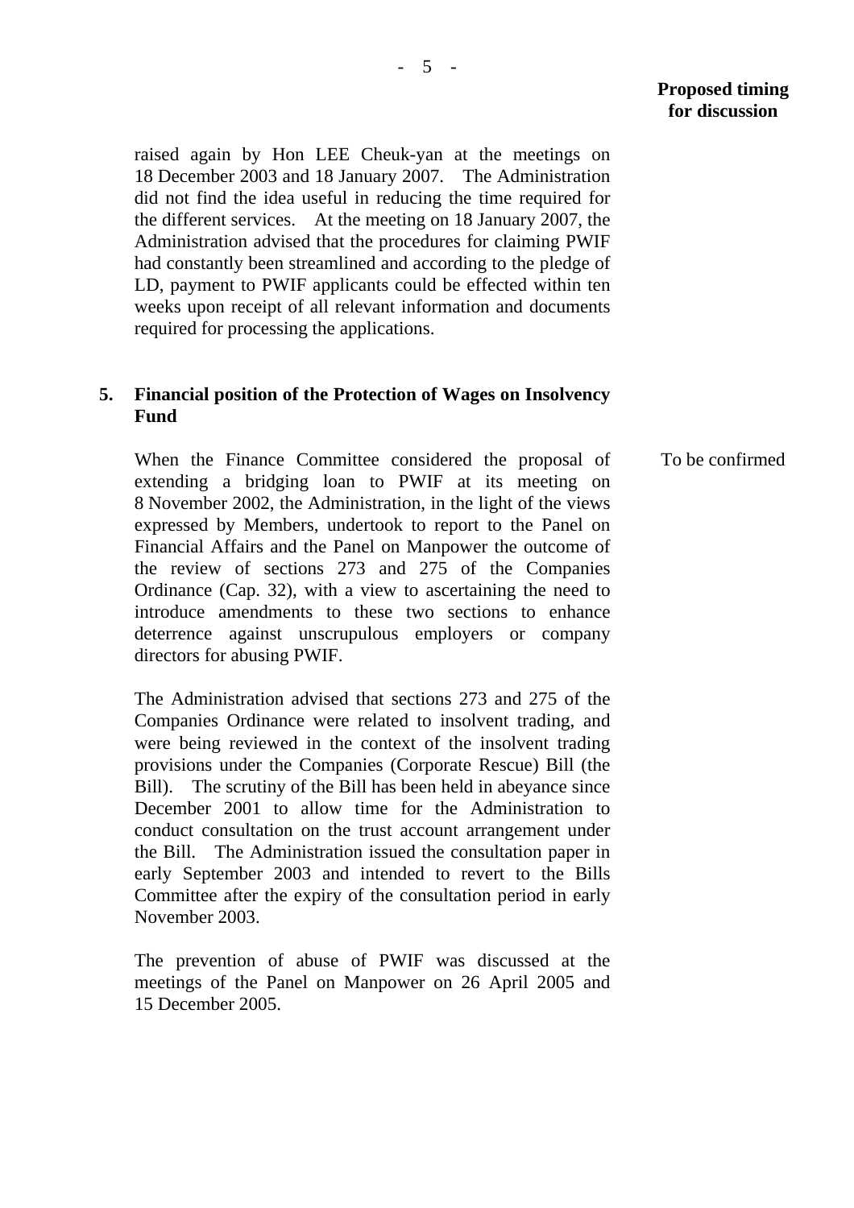**Proposed timing for discussion**

raised again by Hon LEE Cheuk-yan at the meetings on 18 December 2003 and 18 January 2007. The Administration did not find the idea useful in reducing the time required for the different services. At the meeting on 18 January 2007, the Administration advised that the procedures for claiming PWIF had constantly been streamlined and according to the pledge of LD, payment to PWIF applicants could be effected within ten weeks upon receipt of all relevant information and documents required for processing the applications.

**5. Financial position of the Protection of Wages on Insolvency Fund**

When the Finance Committee considered the proposal of extending a bridging loan to PWIF at its meeting on 8 November 2002, the Administration, in the light of the views expressed by Members, undertook to report to the Panel on Financial Affairs and the Panel on Manpower the outcome of the review of sections 273 and 275 of the Companies Ordinance (Cap. 32), with a view to ascertaining the need to introduce amendments to these two sections to enhance deterrence against unscrupulous employers or company directors for abusing PWIF.

To be confirmed

The Administration advised that sections 273 and 275 of the Companies Ordinance were related to insolvent trading, and were being reviewed in the context of the insolvent trading provisions under the Companies (Corporate Rescue) Bill (the Bill). The scrutiny of the Bill has been held in abeyance since December 2001 to allow time for the Administration to conduct consultation on the trust account arrangement under the Bill. The Administration issued the consultation paper in early September 2003 and intended to revert to the Bills Committee after the expiry of the consultation period in early November 2003.

The prevention of abuse of PWIF was discussed at the meetings of the Panel on Manpower on 26 April 2005 and 15 December 2005.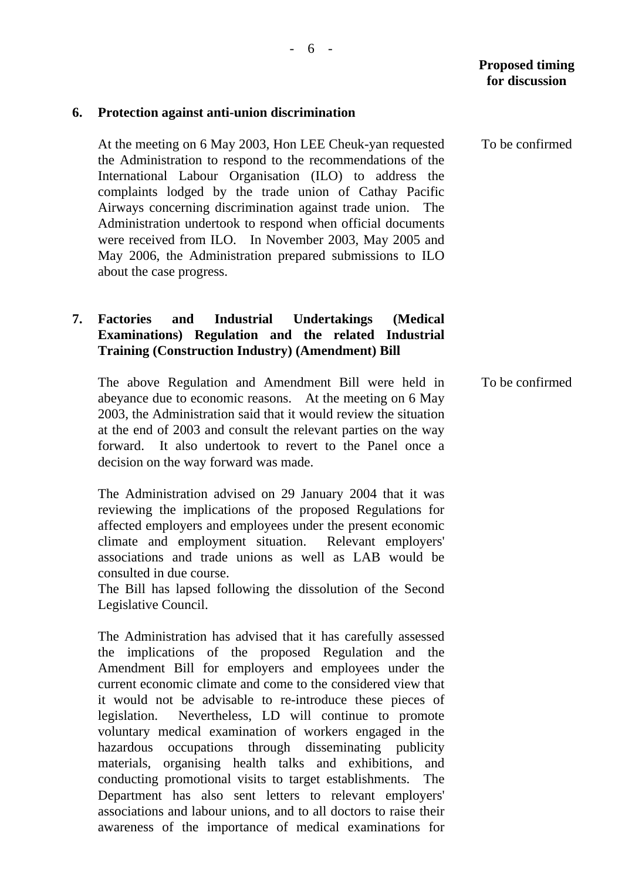**Proposed timing for discussion**

**6. Protection against anti-union discrimination**

At the meeting on 6 May 2003, Hon LEE Cheuk-yan requested the Administration to respond to the recommendations of the International Labour Organisation (ILO) to address the complaints lodged by the trade union of Cathay Pacific Airways concerning discrimination against trade union. The Administration undertook to respond when official documents were received from ILO. In November 2003, May 2005 and May 2006, the Administration prepared submissions to ILO about the case progress.

To be confirmed

**7. Factories and Industrial Undertakings (Medical Examinations) Regulation and the related Industrial Training (Construction Industry) (Amendment) Bill**

The above Regulation and Amendment Bill were held in abeyance due to economic reasons. At the meeting on 6 May 2003, the Administration said that it would review the situation at the end of 2003 and consult the relevant parties on the way forward. It also undertook to revert to the Panel once a decision on the way forward was made.

To be confirmed

The Administration advised on 29 January 2004 that it was reviewing the implications of the proposed Regulations for affected employers and employees under the present economic climate and employment situation. Relevant employers' associations and trade unions as well as LAB would be consulted in due course.
The Bill has lapsed following the dissolution of the Second Legislative Council.

The Administration has advised that it has carefully assessed the implications of the proposed Regulation and the Amendment Bill for employers and employees under the current economic climate and come to the considered view that it would not be advisable to re-introduce these pieces of legislation. Nevertheless, LD will continue to promote voluntary medical examination of workers engaged in the hazardous occupations through disseminating publicity materials, organising health talks and exhibitions, and conducting promotional visits to target establishments. The Department has also sent letters to relevant employers' associations and labour unions, and to all doctors to raise their awareness of the importance of medical examinations for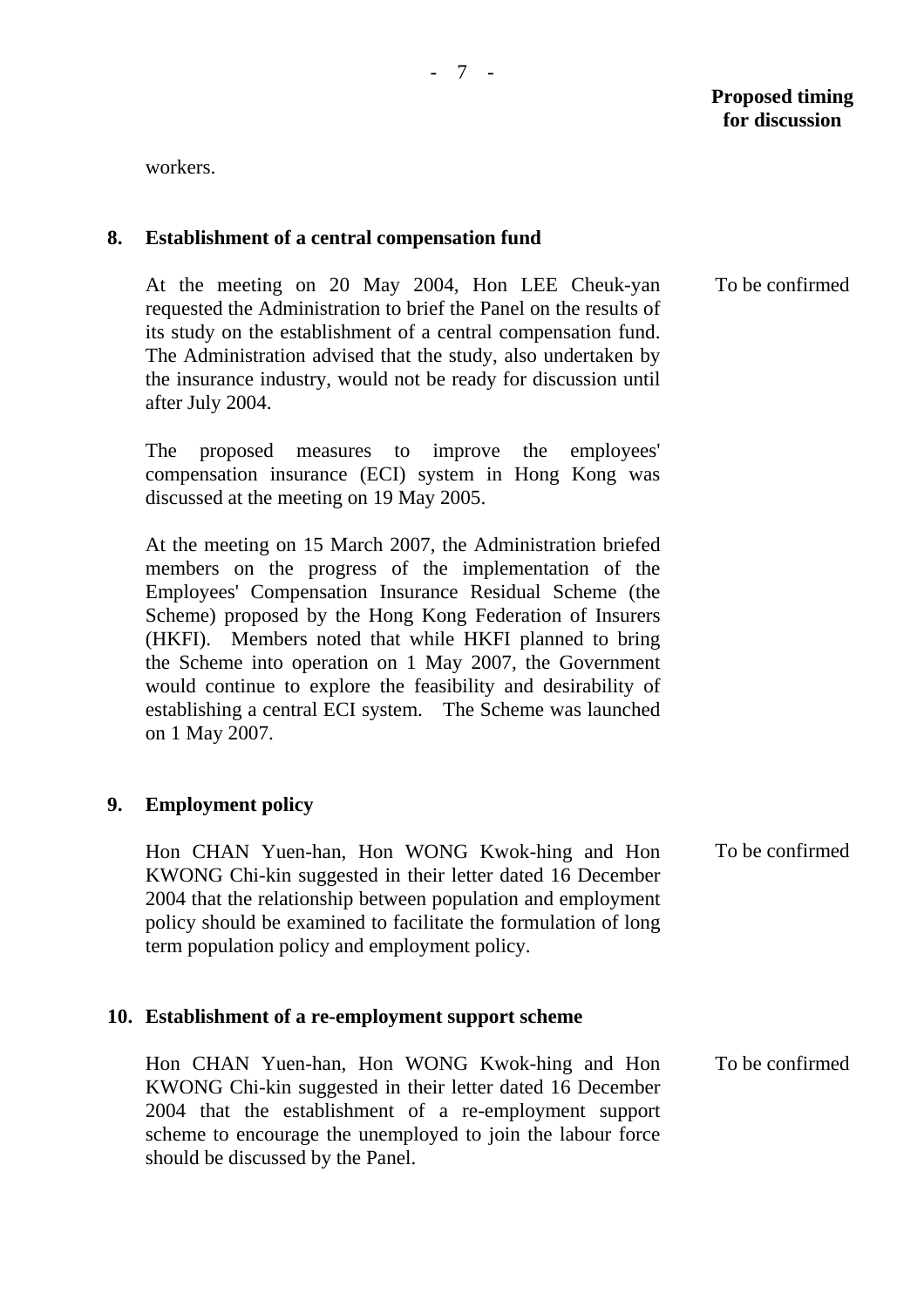**Proposed timing for discussion**

workers.

**8. Establishment of a central compensation fund**

At the meeting on 20 May 2004, Hon LEE Cheuk-yan requested the Administration to brief the Panel on the results of its study on the establishment of a central compensation fund. The Administration advised that the study, also undertaken by the insurance industry, would not be ready for discussion until after July 2004. — To be confirmed

The proposed measures to improve the employees' compensation insurance (ECI) system in Hong Kong was discussed at the meeting on 19 May 2005.

At the meeting on 15 March 2007, the Administration briefed members on the progress of the implementation of the Employees' Compensation Insurance Residual Scheme (the Scheme) proposed by the Hong Kong Federation of Insurers (HKFI). Members noted that while HKFI planned to bring the Scheme into operation on 1 May 2007, the Government would continue to explore the feasibility and desirability of establishing a central ECI system. The Scheme was launched on 1 May 2007.

**9. Employment policy**

Hon CHAN Yuen-han, Hon WONG Kwok-hing and Hon KWONG Chi-kin suggested in their letter dated 16 December 2004 that the relationship between population and employment policy should be examined to facilitate the formulation of long term population policy and employment policy. — To be confirmed

**10. Establishment of a re-employment support scheme**

Hon CHAN Yuen-han, Hon WONG Kwok-hing and Hon KWONG Chi-kin suggested in their letter dated 16 December 2004 that the establishment of a re-employment support scheme to encourage the unemployed to join the labour force should be discussed by the Panel. — To be confirmed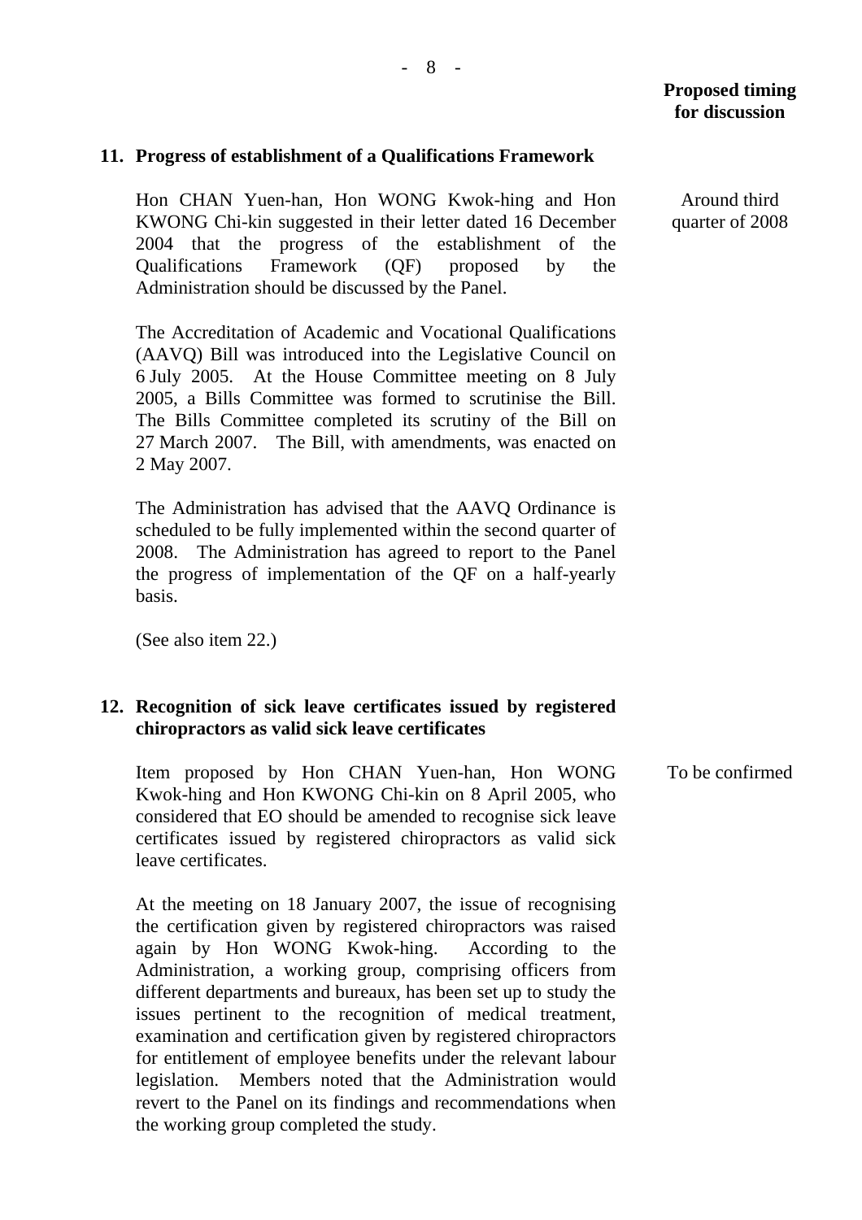**Proposed timing for discussion**

**11. Progress of establishment of a Qualifications Framework**

Hon CHAN Yuen-han, Hon WONG Kwok-hing and Hon KWONG Chi-kin suggested in their letter dated 16 December 2004 that the progress of the establishment of the Qualifications Framework (QF) proposed by the Administration should be discussed by the Panel.

*Proposed timing for discussion:* Around third quarter of 2008

The Accreditation of Academic and Vocational Qualifications (AAVQ) Bill was introduced into the Legislative Council on 6 July 2005. At the House Committee meeting on 8 July 2005, a Bills Committee was formed to scrutinise the Bill. The Bills Committee completed its scrutiny of the Bill on 27 March 2007. The Bill, with amendments, was enacted on 2 May 2007.

The Administration has advised that the AAVQ Ordinance is scheduled to be fully implemented within the second quarter of 2008. The Administration has agreed to report to the Panel the progress of implementation of the QF on a half-yearly basis.

(See also item 22.)

**12. Recognition of sick leave certificates issued by registered chiropractors as valid sick leave certificates**

Item proposed by Hon CHAN Yuen-han, Hon WONG Kwok-hing and Hon KWONG Chi-kin on 8 April 2005, who considered that EO should be amended to recognise sick leave certificates issued by registered chiropractors as valid sick leave certificates.

*Proposed timing for discussion:* To be confirmed

At the meeting on 18 January 2007, the issue of recognising the certification given by registered chiropractors was raised again by Hon WONG Kwok-hing. According to the Administration, a working group, comprising officers from different departments and bureaux, has been set up to study the issues pertinent to the recognition of medical treatment, examination and certification given by registered chiropractors for entitlement of employee benefits under the relevant labour legislation. Members noted that the Administration would revert to the Panel on its findings and recommendations when the working group completed the study.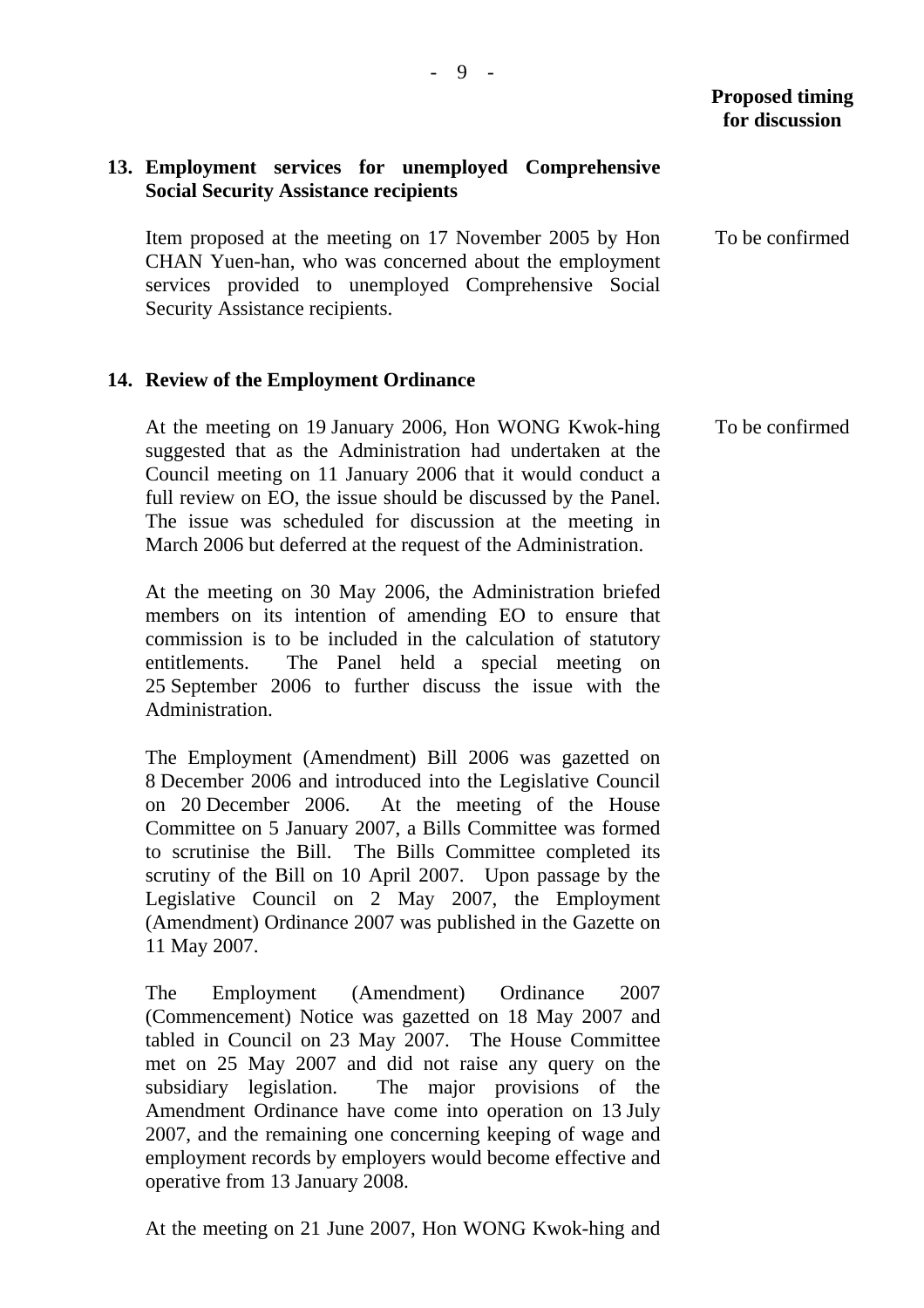**Proposed timing for discussion**

**13. Employment services for unemployed Comprehensive Social Security Assistance recipients**

Item proposed at the meeting on 17 November 2005 by Hon CHAN Yuen-han, who was concerned about the employment services provided to unemployed Comprehensive Social Security Assistance recipients. — To be confirmed

**14. Review of the Employment Ordinance**

At the meeting on 19 January 2006, Hon WONG Kwok-hing suggested that as the Administration had undertaken at the Council meeting on 11 January 2006 that it would conduct a full review on EO, the issue should be discussed by the Panel. The issue was scheduled for discussion at the meeting in March 2006 but deferred at the request of the Administration. — To be confirmed

At the meeting on 30 May 2006, the Administration briefed members on its intention of amending EO to ensure that commission is to be included in the calculation of statutory entitlements. The Panel held a special meeting on 25 September 2006 to further discuss the issue with the Administration.

The Employment (Amendment) Bill 2006 was gazetted on 8 December 2006 and introduced into the Legislative Council on 20 December 2006. At the meeting of the House Committee on 5 January 2007, a Bills Committee was formed to scrutinise the Bill. The Bills Committee completed its scrutiny of the Bill on 10 April 2007. Upon passage by the Legislative Council on 2 May 2007, the Employment (Amendment) Ordinance 2007 was published in the Gazette on 11 May 2007.

The Employment (Amendment) Ordinance 2007 (Commencement) Notice was gazetted on 18 May 2007 and tabled in Council on 23 May 2007. The House Committee met on 25 May 2007 and did not raise any query on the subsidiary legislation. The major provisions of the Amendment Ordinance have come into operation on 13 July 2007, and the remaining one concerning keeping of wage and employment records by employers would become effective and operative from 13 January 2008.

At the meeting on 21 June 2007, Hon WONG Kwok-hing and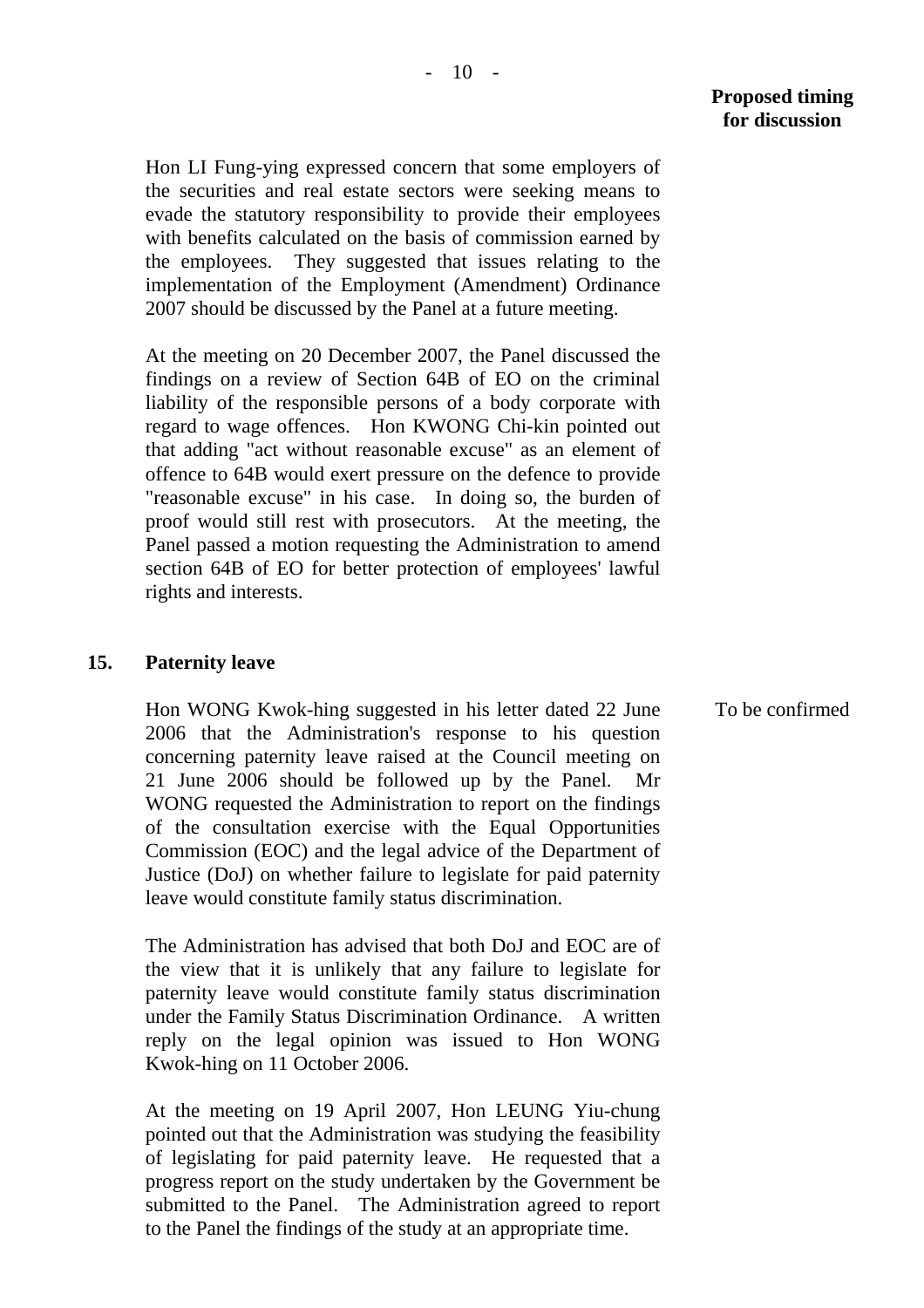**Proposed timing for discussion**

Hon LI Fung-ying expressed concern that some employers of the securities and real estate sectors were seeking means to evade the statutory responsibility to provide their employees with benefits calculated on the basis of commission earned by the employees. They suggested that issues relating to the implementation of the Employment (Amendment) Ordinance 2007 should be discussed by the Panel at a future meeting.

At the meeting on 20 December 2007, the Panel discussed the findings on a review of Section 64B of EO on the criminal liability of the responsible persons of a body corporate with regard to wage offences. Hon KWONG Chi-kin pointed out that adding "act without reasonable excuse" as an element of offence to 64B would exert pressure on the defence to provide "reasonable excuse" in his case. In doing so, the burden of proof would still rest with prosecutors. At the meeting, the Panel passed a motion requesting the Administration to amend section 64B of EO for better protection of employees' lawful rights and interests.

**15. Paternity leave**

Hon WONG Kwok-hing suggested in his letter dated 22 June 2006 that the Administration's response to his question concerning paternity leave raised at the Council meeting on 21 June 2006 should be followed up by the Panel. Mr WONG requested the Administration to report on the findings of the consultation exercise with the Equal Opportunities Commission (EOC) and the legal advice of the Department of Justice (DoJ) on whether failure to legislate for paid paternity leave would constitute family status discrimination.

*Proposed timing for discussion:* To be confirmed

The Administration has advised that both DoJ and EOC are of the view that it is unlikely that any failure to legislate for paternity leave would constitute family status discrimination under the Family Status Discrimination Ordinance. A written reply on the legal opinion was issued to Hon WONG Kwok-hing on 11 October 2006.

At the meeting on 19 April 2007, Hon LEUNG Yiu-chung pointed out that the Administration was studying the feasibility of legislating for paid paternity leave. He requested that a progress report on the study undertaken by the Government be submitted to the Panel. The Administration agreed to report to the Panel the findings of the study at an appropriate time.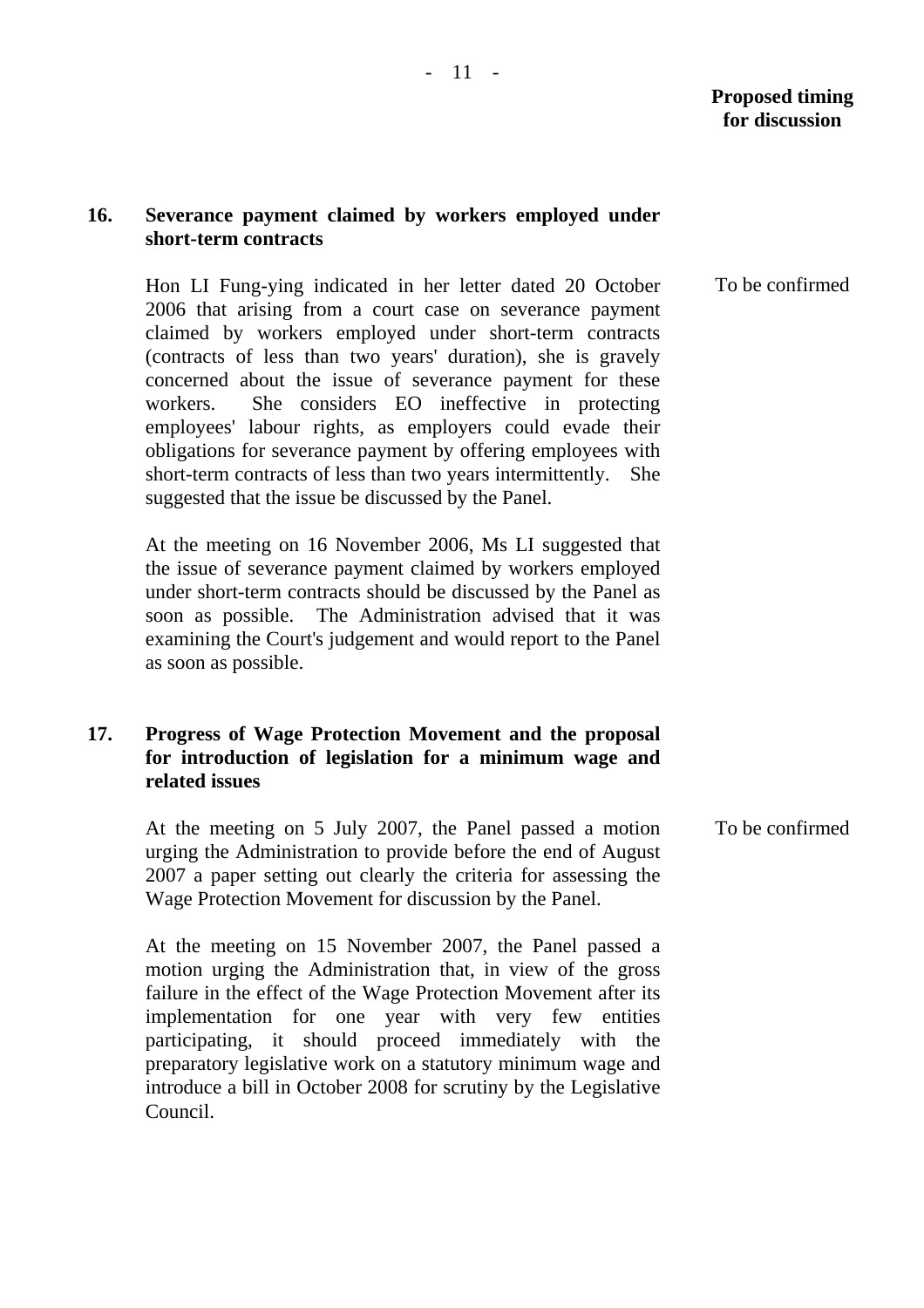**Proposed timing for discussion**

**16. Severance payment claimed by workers employed under short-term contracts**

Hon LI Fung-ying indicated in her letter dated 20 October 2006 that arising from a court case on severance payment claimed by workers employed under short-term contracts (contracts of less than two years' duration), she is gravely concerned about the issue of severance payment for these workers. She considers EO ineffective in protecting employees' labour rights, as employers could evade their obligations for severance payment by offering employees with short-term contracts of less than two years intermittently. She suggested that the issue be discussed by the Panel.

To be confirmed

At the meeting on 16 November 2006, Ms LI suggested that the issue of severance payment claimed by workers employed under short-term contracts should be discussed by the Panel as soon as possible. The Administration advised that it was examining the Court's judgement and would report to the Panel as soon as possible.

**17. Progress of Wage Protection Movement and the proposal for introduction of legislation for a minimum wage and related issues**

At the meeting on 5 July 2007, the Panel passed a motion urging the Administration to provide before the end of August 2007 a paper setting out clearly the criteria for assessing the Wage Protection Movement for discussion by the Panel.

To be confirmed

At the meeting on 15 November 2007, the Panel passed a motion urging the Administration that, in view of the gross failure in the effect of the Wage Protection Movement after its implementation for one year with very few entities participating, it should proceed immediately with the preparatory legislative work on a statutory minimum wage and introduce a bill in October 2008 for scrutiny by the Legislative Council.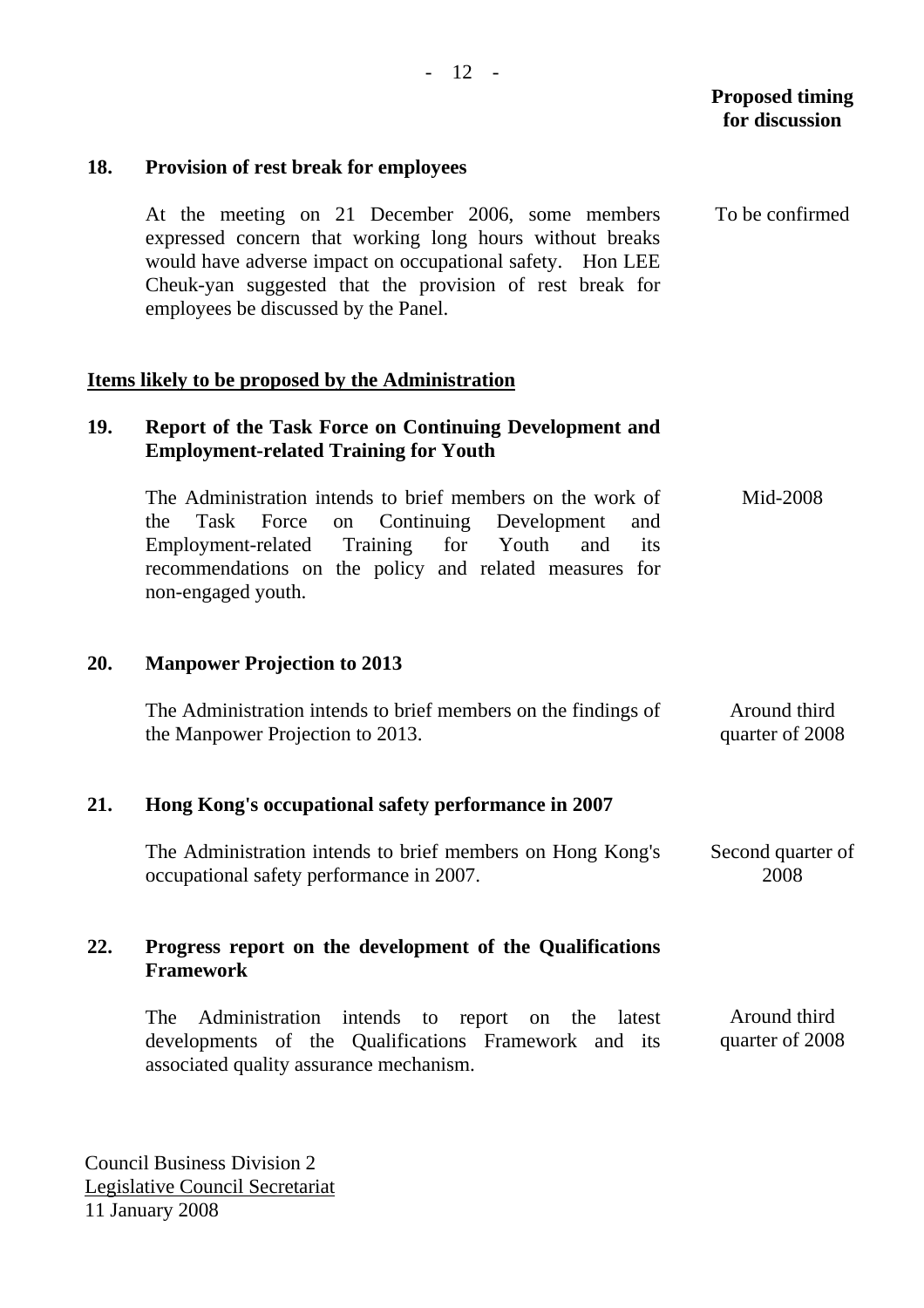**Proposed timing for discussion**

**18. Provision of rest break for employees**

At the meeting on 21 December 2006, some members expressed concern that working long hours without breaks would have adverse impact on occupational safety. Hon LEE Cheuk-yan suggested that the provision of rest break for employees be discussed by the Panel.

To be confirmed

**Items likely to be proposed by the Administration**

**19. Report of the Task Force on Continuing Development and Employment-related Training for Youth**

The Administration intends to brief members on the work of the Task Force on Continuing Development and Employment-related Training for Youth and its recommendations on the policy and related measures for non-engaged youth.

Mid-2008

**20. Manpower Projection to 2013**

The Administration intends to brief members on the findings of the Manpower Projection to 2013.

Around third quarter of 2008

**21. Hong Kong's occupational safety performance in 2007**

The Administration intends to brief members on Hong Kong's occupational safety performance in 2007.

Second quarter of 2008

**22. Progress report on the development of the Qualifications Framework**

The Administration intends to report on the latest developments of the Qualifications Framework and its associated quality assurance mechanism.

Around third quarter of 2008

Council Business Division 2
Legislative Council Secretariat
11 January 2008